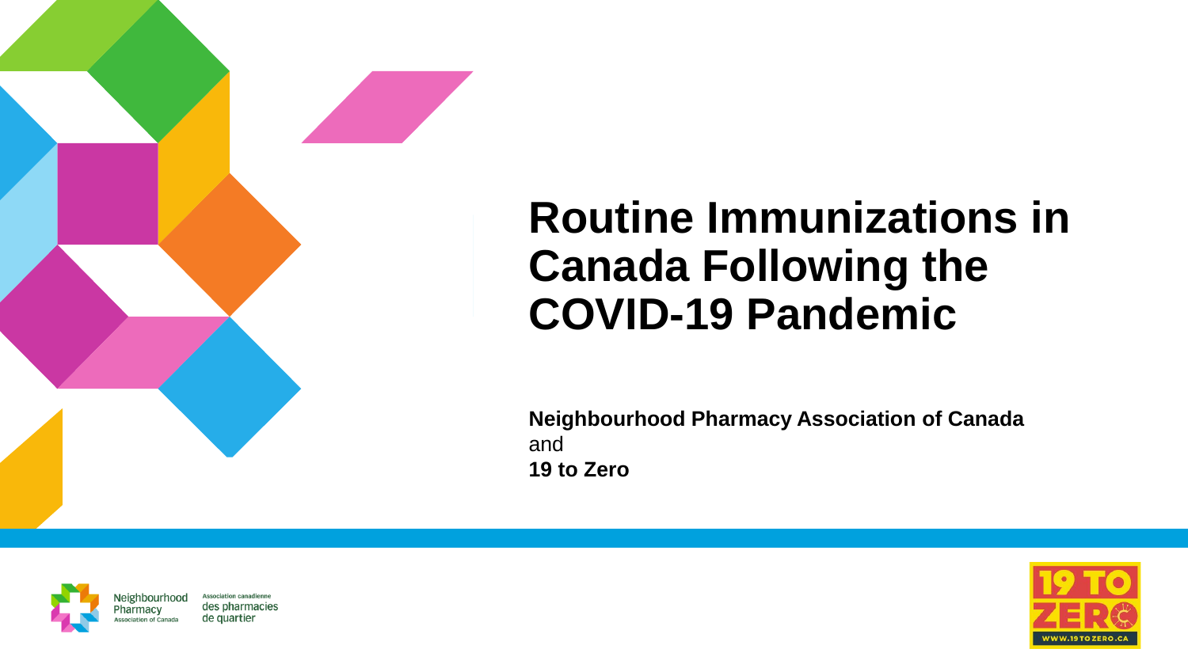# Routine Immunizations in Canada Following the COVID-19 Pandemic

**Neighbourhood Pharmacy Association of Canada**
and
**19 to Zero**

Neighbourhood Pharmacy Association of Canada

Association canadienne des pharmacies de quartier

19 TO ZERO

WWW.19TOZERO.CA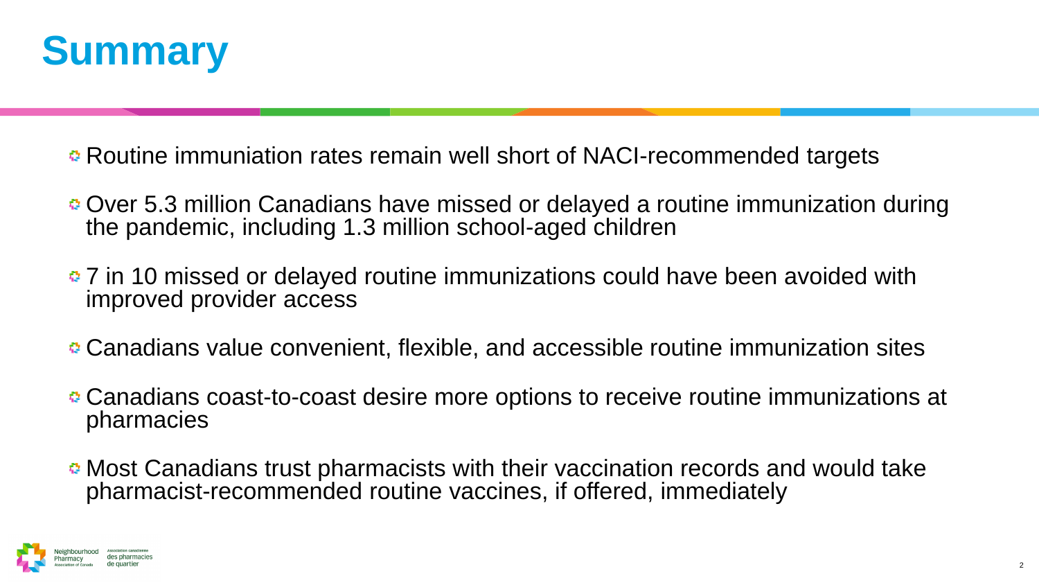# Summary

- Routine immuniation rates remain well short of NACI-recommended targets
- Over 5.3 million Canadians have missed or delayed a routine immunization during the pandemic, including 1.3 million school-aged children
- 7 in 10 missed or delayed routine immunizations could have been avoided with improved provider access
- Canadians value convenient, flexible, and accessible routine immunization sites
- Canadians coast-to-coast desire more options to receive routine immunizations at pharmacies
- Most Canadians trust pharmacists with their vaccination records and would take pharmacist-recommended routine vaccines, if offered, immediately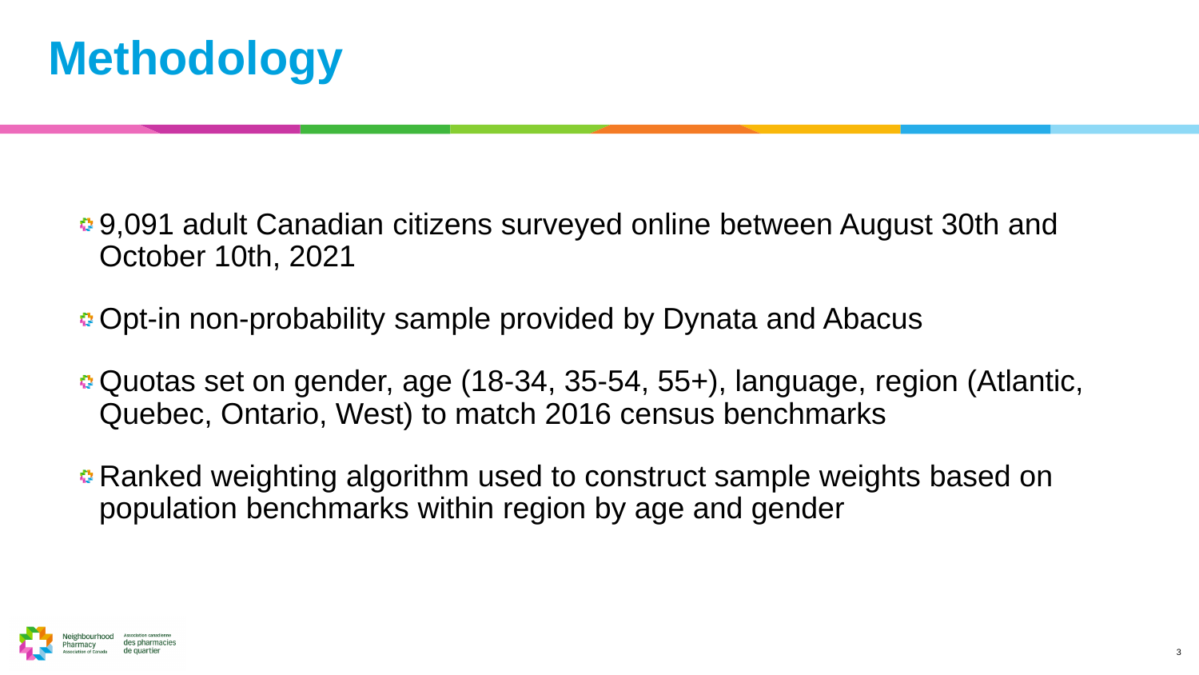# Methodology

- 9,091 adult Canadian citizens surveyed online between August 30th and October 10th, 2021
- Opt-in non-probability sample provided by Dynata and Abacus
- Quotas set on gender, age (18-34, 35-54, 55+), language, region (Atlantic, Quebec, Ontario, West) to match 2016 census benchmarks
- Ranked weighting algorithm used to construct sample weights based on population benchmarks within region by age and gender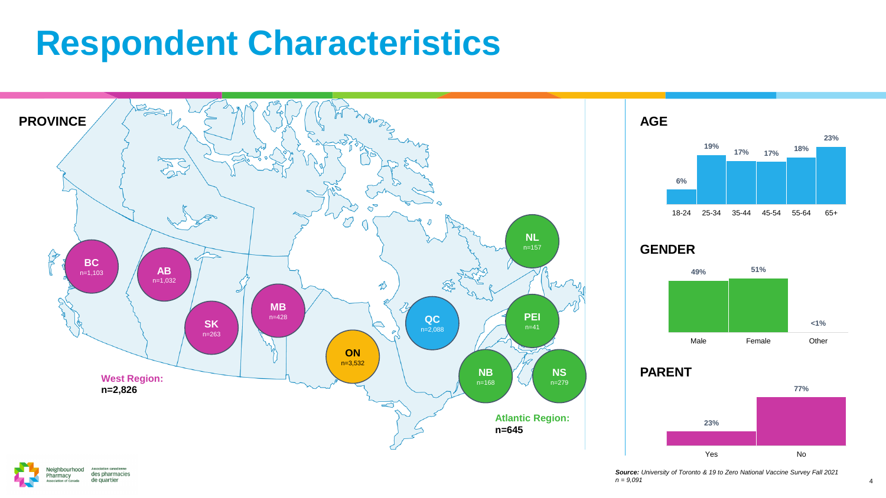# Respondent Characteristics

## PROVINCE

| Province | n |
| --- | --- |
| BC | 1,103 |
| AB | 1,032 |
| SK | 263 |
| MB | 428 |
| ON | 3,532 |
| QC | 2,088 |
| NL | 157 |
| PEI | 41 |
| NB | 168 |
| NS | 279 |

**West Region:** **n=2,826**

**Atlantic Region:** **n=645**

## AGE

| 18-24 | 25-34 | 35-44 | 45-54 | 55-64 | 65+ |
| --- | --- | --- | --- | --- | --- |
| 6% | 19% | 17% | 17% | 18% | 23% |

## GENDER

| Male | Female | Other |
| --- | --- | --- |
| 49% | 51% | <1% |

## PARENT

| Yes | No |
| --- | --- |
| 23% | 77% |

***Source:*** *University of Toronto & 19 to Zero National Vaccine Survey Fall 2021*
*n = 9,091*

Neighbourhood Pharmacy Association of Canada / Association canadienne des pharmacies de quartier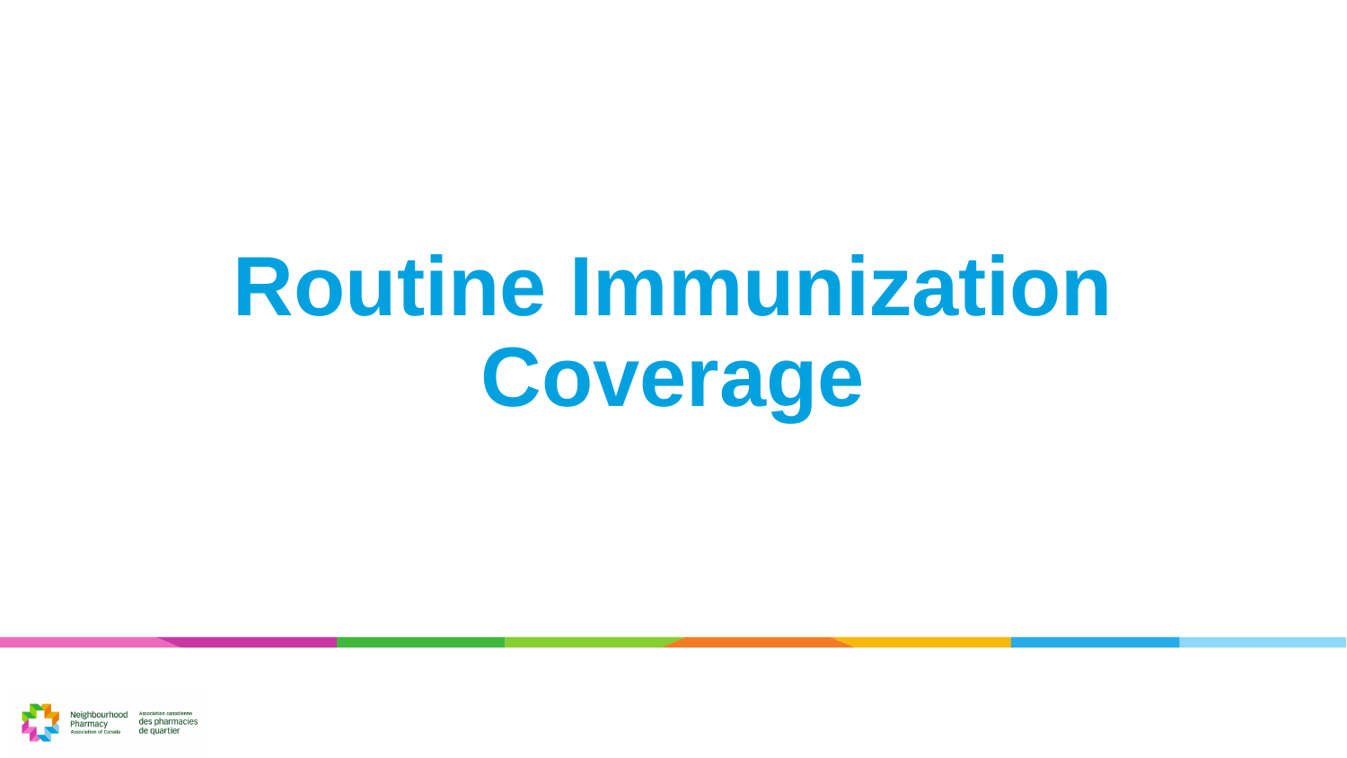# Routine Immunization Coverage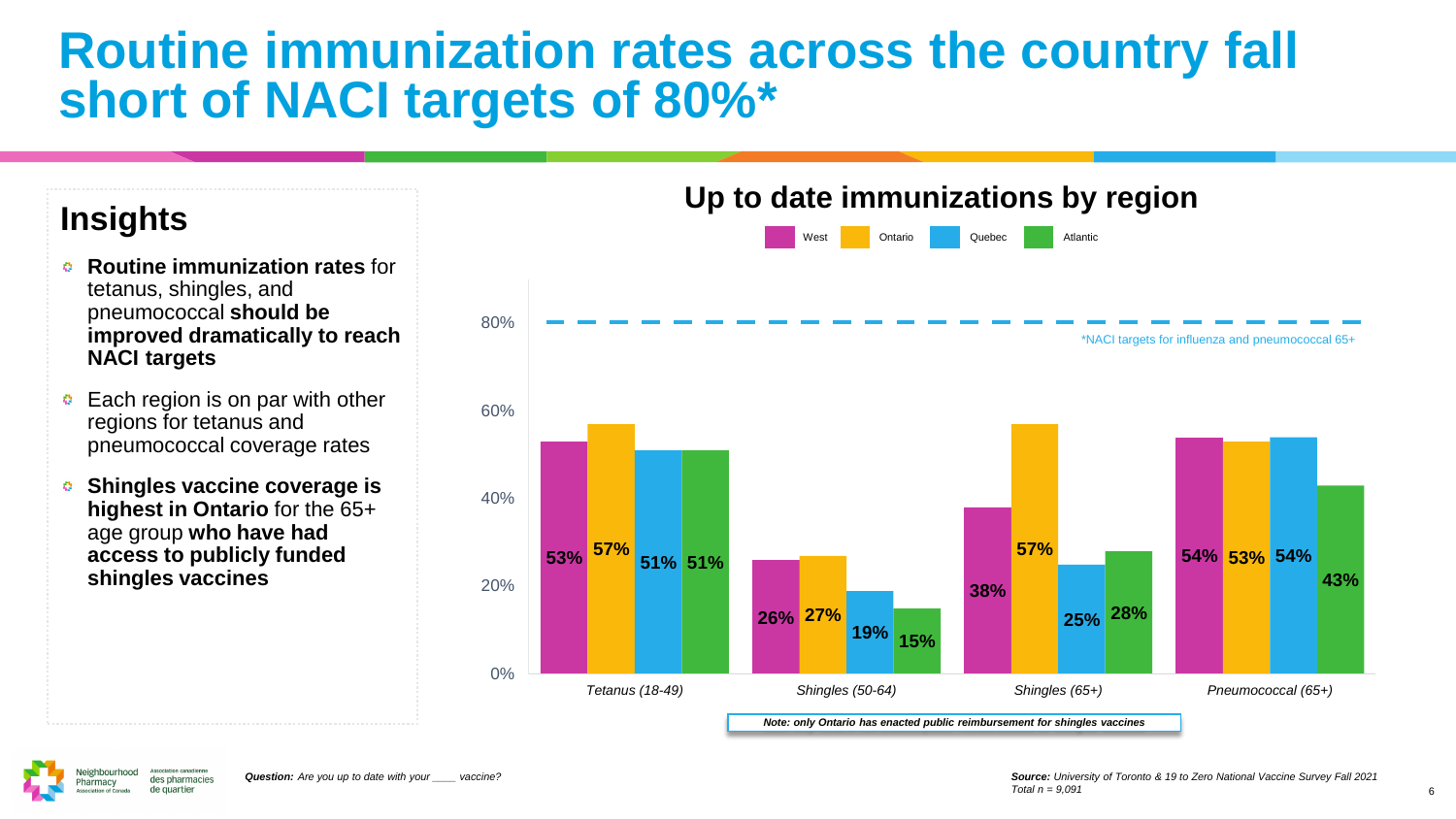# Routine immunization rates across the country fall short of NACI targets of 80%*

## Insights

- **Routine immunization rates** for tetanus, shingles, and pneumococcal **should be improved dramatically to reach NACI targets**
- Each region is on par with other regions for tetanus and pneumococcal coverage rates
- **Shingles vaccine coverage is highest in Ontario** for the 65+ age group **who have had access to publicly funded shingles vaccines**

## Up to date immunizations by region

| | West | Ontario | Quebec | Atlantic |
|---|---|---|---|---|
| *Tetanus (18-49)* | 53% | 57% | 51% | 51% |
| *Shingles (50-64)* | 26% | 27% | 19% | 15% |
| *Shingles (65+)* | 38% | 57% | 25% | 28% |
| *Pneumococcal (65+)* | 54% | 53% | 54% | 43% |

*NACI targets for influenza and pneumococcal 65+ (80%)

***Note: only Ontario has enacted public reimbursement for shingles vaccines***

***Question:*** *Are you up to date with your ____ vaccine?*

***Source:*** *University of Toronto & 19 to Zero National Vaccine Survey Fall 2021*
*Total n = 9,091*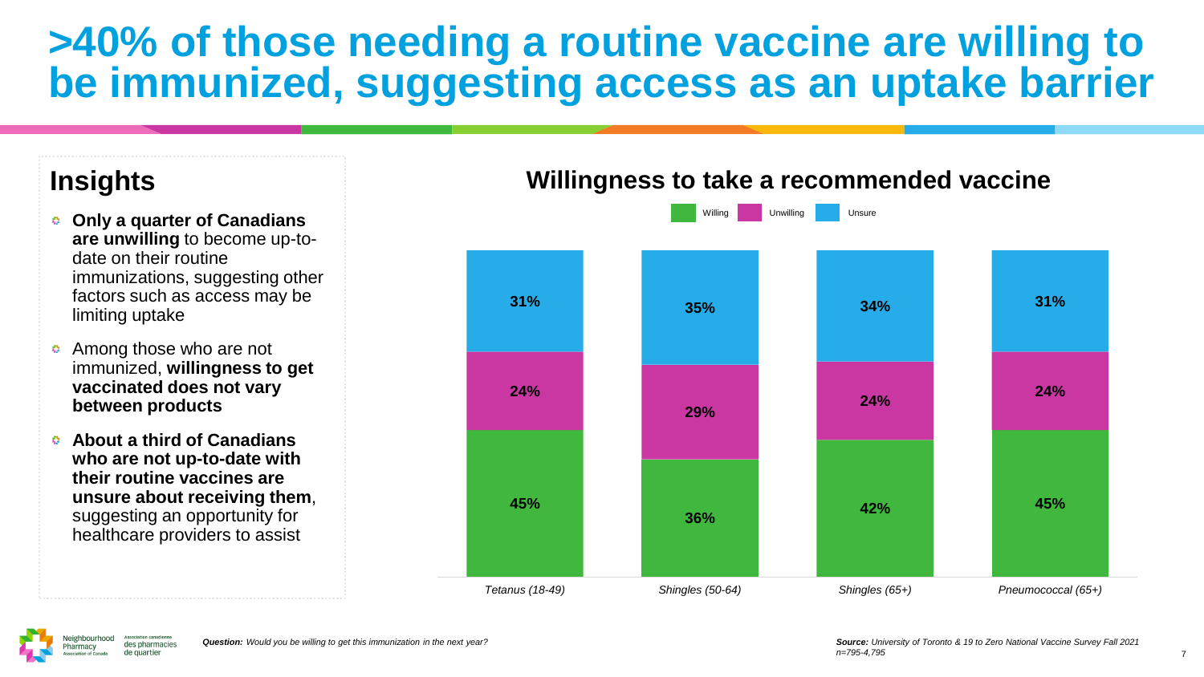# >40% of those needing a routine vaccine are willing to be immunized, suggesting access as an uptake barrier

## Insights

- **Only a quarter of Canadians are unwilling** to become up-to-date on their routine immunizations, suggesting other factors such as access may be limiting uptake
- Among those who are not immunized, **willingness to get vaccinated does not vary between products**
- **About a third of Canadians who are not up-to-date with their routine vaccines are unsure about receiving them**, suggesting an opportunity for healthcare providers to assist

## Willingness to take a recommended vaccine

| | Willing | Unwilling | Unsure |
|---|---|---|---|
| *Tetanus (18-49)* | 45% | 24% | 31% |
| *Shingles (50-64)* | 36% | 29% | 35% |
| *Shingles (65+)* | 42% | 24% | 34% |
| *Pneumococcal (65+)* | 45% | 24% | 31% |

***Question:*** *Would you be willing to get this immunization in the next year?*

***Source:*** *University of Toronto & 19 to Zero National Vaccine Survey Fall 2021*
*n=795-4,795*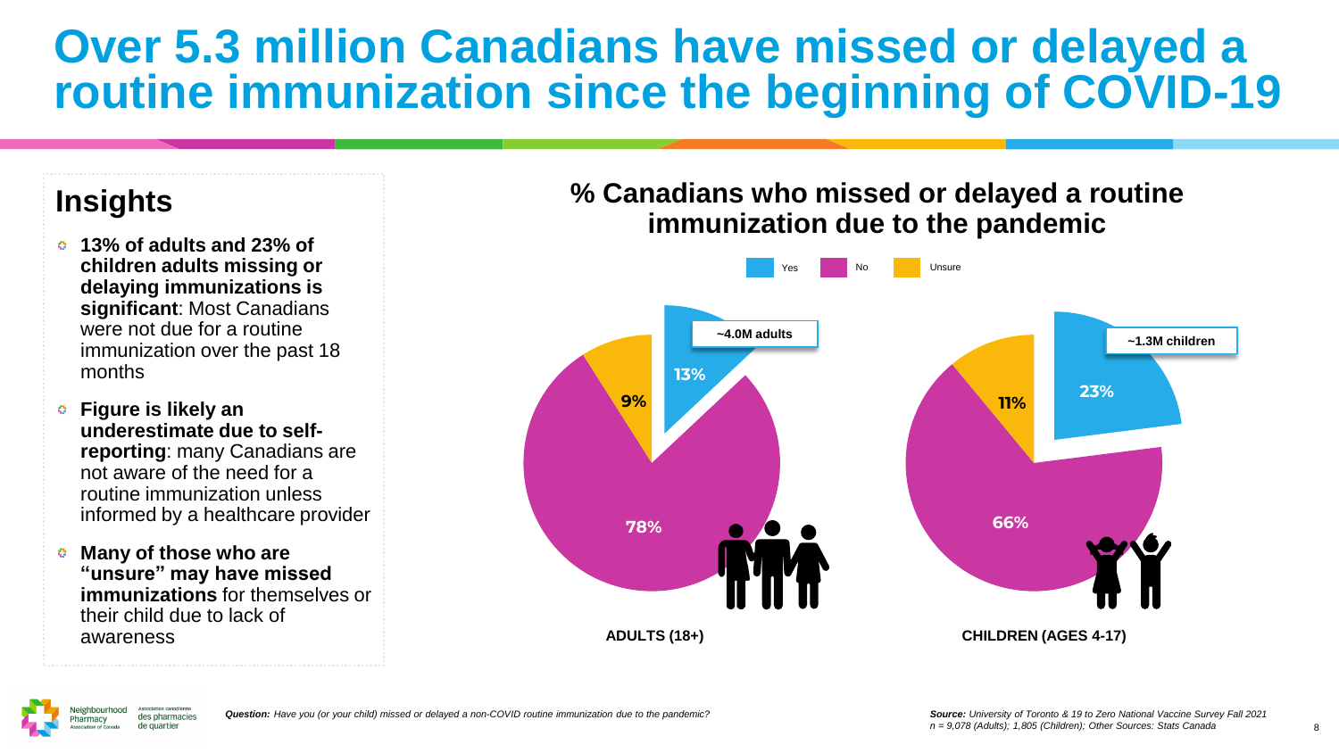# Over 5.3 million Canadians have missed or delayed a routine immunization since the beginning of COVID-19

## Insights

- **13% of adults and 23% of children adults missing or delaying immunizations is significant**: Most Canadians were not due for a routine immunization over the past 18 months
- **Figure is likely an underestimate due to self-reporting**: many Canadians are not aware of the need for a routine immunization unless informed by a healthcare provider
- **Many of those who are "unsure" may have missed immunizations** for themselves or their child due to lack of awareness

## % Canadians who missed or delayed a routine immunization due to the pandemic

| | Yes | No | Unsure |
|---|---|---|---|
| ADULTS (18+) | 13% (~4.0M adults) | 78% | 9% |
| CHILDREN (AGES 4-17) | 23% (~1.3M children) | 66% | 11% |

***Question:*** *Have you (or your child) missed or delayed a non-COVID routine immunization due to the pandemic?*

***Source:*** *University of Toronto & 19 to Zero National Vaccine Survey Fall 2021*
*n = 9,078 (Adults); 1,805 (Children); Other Sources: Stats Canada*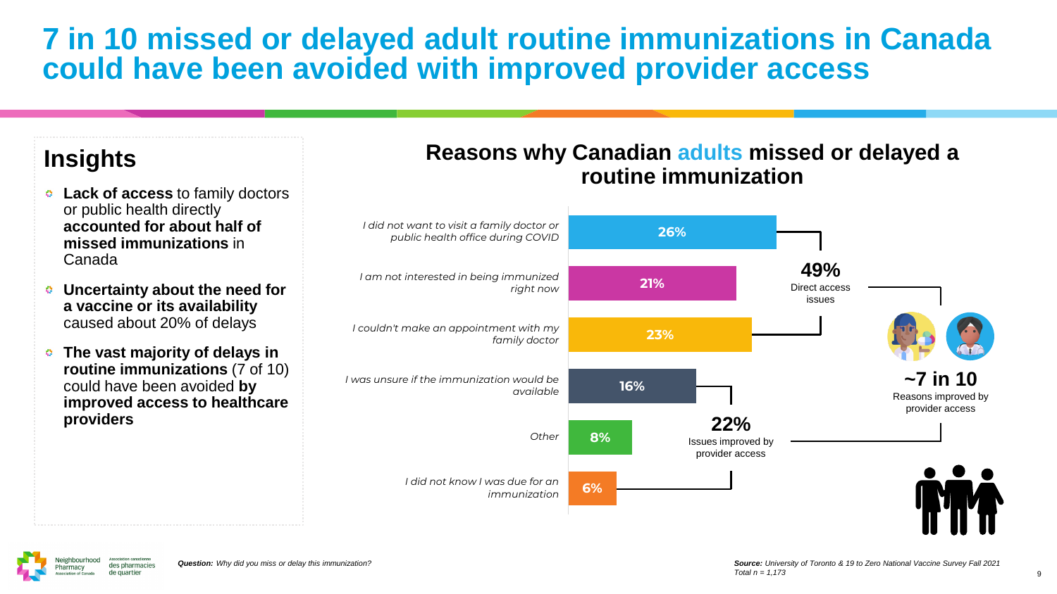# 7 in 10 missed or delayed adult routine immunizations in Canada could have been avoided with improved provider access

## Insights

- **Lack of access** to family doctors or public health directly **accounted for about half of missed immunizations** in Canada
- **Uncertainty about the need for a vaccine or its availability** caused about 20% of delays
- **The vast majority of delays in routine immunizations** (7 of 10) could have been avoided **by improved access to healthcare providers**

## Reasons why Canadian adults missed or delayed a routine immunization

| Reason | % |
|---|---|
| *I did not want to visit a family doctor or public health office during COVID* | 26% |
| *I am not interested in being immunized right now* | 21% |
| *I couldn't make an appointment with my family doctor* | 23% |
| *I was unsure if the immunization would be available* | 16% |
| *Other* | 8% |
| *I did not know I was due for an immunization* | 6% |

**49%** Direct access issues

**22%** Issues improved by provider access

**~7 in 10** Reasons improved by provider access

***Question:*** *Why did you miss or delay this immunization?*

***Source:*** *University of Toronto & 19 to Zero National Vaccine Survey Fall 2021*
*Total n = 1,173*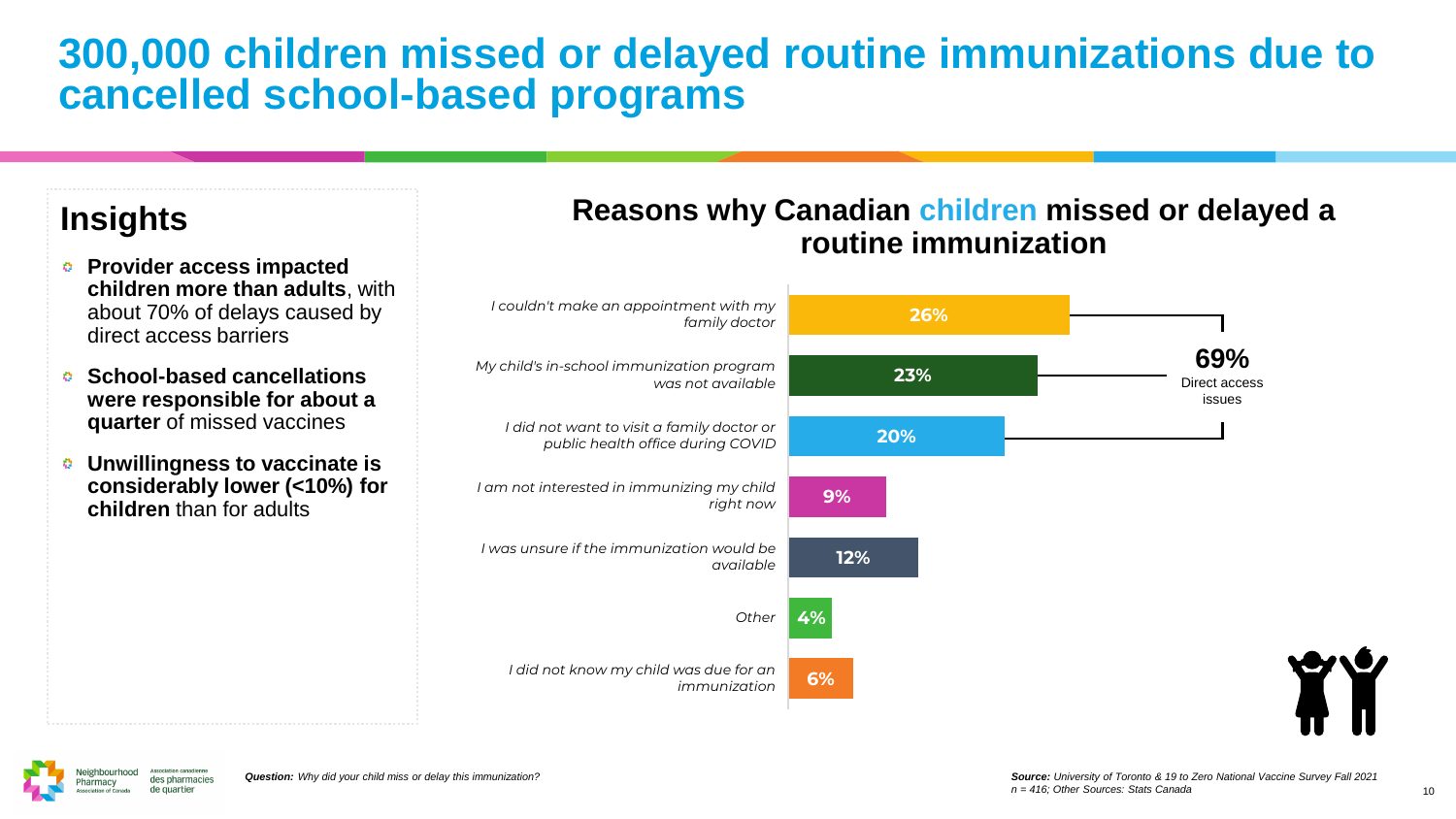# 300,000 children missed or delayed routine immunizations due to cancelled school-based programs

## Insights

- **Provider access impacted children more than adults**, with about 70% of delays caused by direct access barriers
- **School-based cancellations were responsible for about a quarter** of missed vaccines
- **Unwillingness to vaccinate is considerably lower (<10%) for children** than for adults

## Reasons why Canadian children missed or delayed a routine immunization

| Reason | % |
| --- | --- |
| *I couldn't make an appointment with my family doctor* | 26% |
| *My child's in-school immunization program was not available* | 23% |
| *I did not want to visit a family doctor or public health office during COVID* | 20% |
| *I am not interested in immunizing my child right now* | 9% |
| *I was unsure if the immunization would be available* | 12% |
| *Other* | 4% |
| *I did not know my child was due for an immunization* | 6% |

**69%** Direct access issues

***Question:*** *Why did your child miss or delay this immunization?*

***Source:*** *University of Toronto & 19 to Zero National Vaccine Survey Fall 2021*
*n = 416; Other Sources: Stats Canada*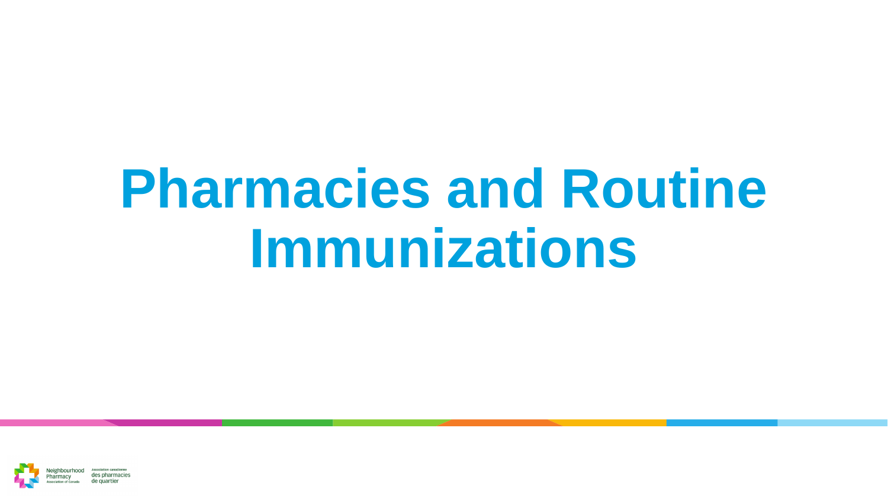# Pharmacies and Routine Immunizations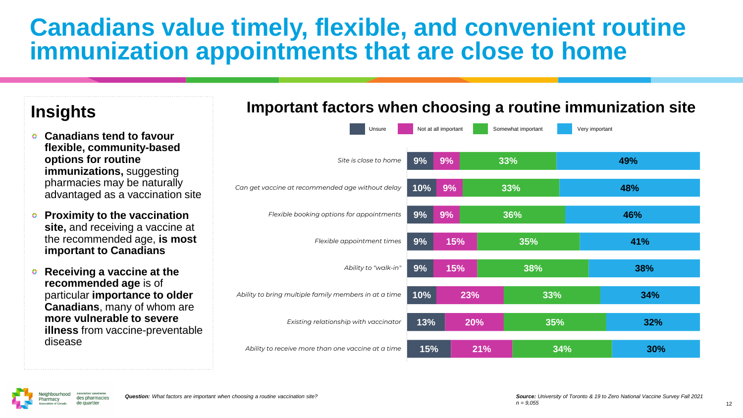# Canadians value timely, flexible, and convenient routine immunization appointments that are close to home

## Insights

- **Canadians tend to favour flexible, community-based options for routine immunizations,** suggesting pharmacies may be naturally advantaged as a vaccination site
- **Proximity to the vaccination site,** and receiving a vaccine at the recommended age, **is most important to Canadians**
- **Receiving a vaccine at the recommended age** is of particular **importance to older Canadians**, many of whom are **more vulnerable to severe illness** from vaccine-preventable disease

## Important factors when choosing a routine immunization site

| Factor | Unsure | Not at all important | Somewhat important | Very important |
|---|---|---|---|---|
| *Site is close to home* | 9% | 9% | 33% | 49% |
| *Can get vaccine at recommended age without delay* | 10% | 9% | 33% | 48% |
| *Flexible booking options for appointments* | 9% | 9% | 36% | 46% |
| *Flexible appointment times* | 9% | 15% | 35% | 41% |
| *Ability to "walk-in"* | 9% | 15% | 38% | 38% |
| *Ability to bring multiple family members in at a time* | 10% | 23% | 33% | 34% |
| *Existing relationship with vaccinator* | 13% | 20% | 35% | 32% |
| *Ability to receive more than one vaccine at a time* | 15% | 21% | 34% | 30% |

***Question:*** *What factors are important when choosing a routine vaccination site?*

***Source:*** *University of Toronto & 19 to Zero National Vaccine Survey Fall 2021*
*n = 9,055*

Neighbourhood Pharmacy Association of Canada | Association canadienne des pharmacies de quartier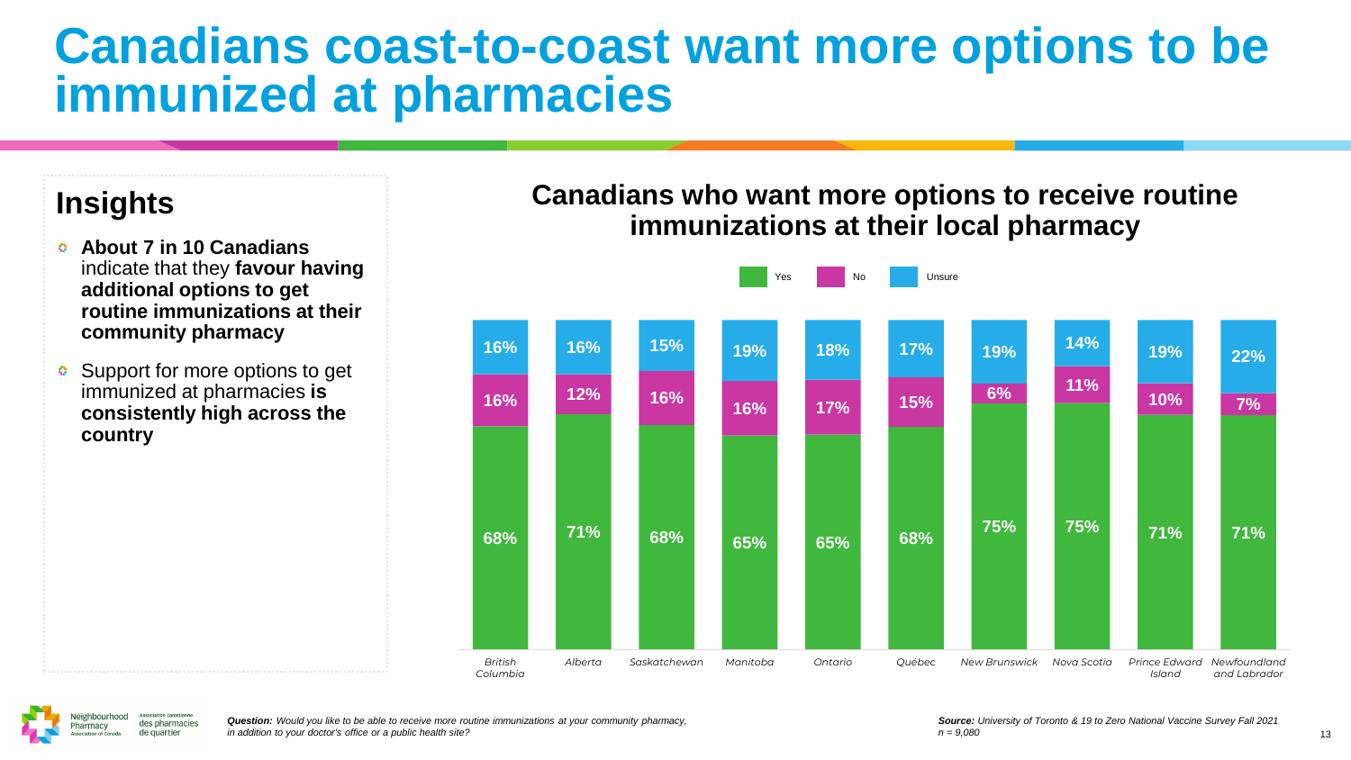# Canadians coast-to-coast want more options to be immunized at pharmacies

## Insights

- **About 7 in 10 Canadians** indicate that they **favour having additional options to get routine immunizations at their community pharmacy**
- Support for more options to get immunized at pharmacies **is consistently high across the country**

### Canadians who want more options to receive routine immunizations at their local pharmacy

| Province | Yes | No | Unsure |
|---|---|---|---|
| British Columbia | 68% | 16% | 16% |
| Alberta | 71% | 12% | 16% |
| Saskatchewan | 68% | 16% | 15% |
| Manitoba | 65% | 16% | 19% |
| Ontario | 65% | 17% | 18% |
| Québec | 68% | 15% | 17% |
| New Brunswick | 75% | 6% | 19% |
| Nova Scotia | 75% | 11% | 14% |
| Prince Edward Island | 71% | 10% | 19% |
| Newfoundland and Labrador | 71% | 7% | 22% |

***Question:*** *Would you like to be able to receive more routine immunizations at your community pharmacy, in addition to your doctor's office or a public health site?*

***Source:*** *University of Toronto & 19 to Zero National Vaccine Survey Fall 2021*
*n = 9,080*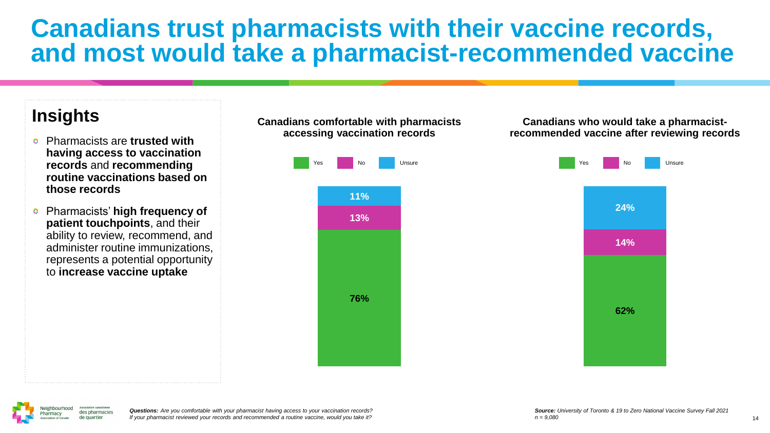# Canadians trust pharmacists with their vaccine records, and most would take a pharmacist-recommended vaccine

## Insights

- Pharmacists are **trusted with having access to vaccination records** and **recommending routine vaccinations based on those records**
- Pharmacists' **high frequency of patient touchpoints**, and their ability to review, recommend, and administer routine immunizations, represents a potential opportunity to **increase vaccine uptake**

**Canadians comfortable with pharmacists accessing vaccination records**

| Response | % |
|---|---|
| Yes | 76% |
| No | 13% |
| Unsure | 11% |

**Canadians who would take a pharmacist-recommended vaccine after reviewing records**

| Response | % |
|---|---|
| Yes | 62% |
| No | 14% |
| Unsure | 24% |

Neighbourhood Pharmacy Association of Canada / Association canadienne des pharmacies de quartier

***Questions:*** *Are you comfortable with your pharmacist having access to your vaccination records?*
*If your pharmacist reviewed your records and recommended a routine vaccine, would you take it?*

***Source:*** *University of Toronto & 19 to Zero National Vaccine Survey Fall 2021*
*n = 9,080*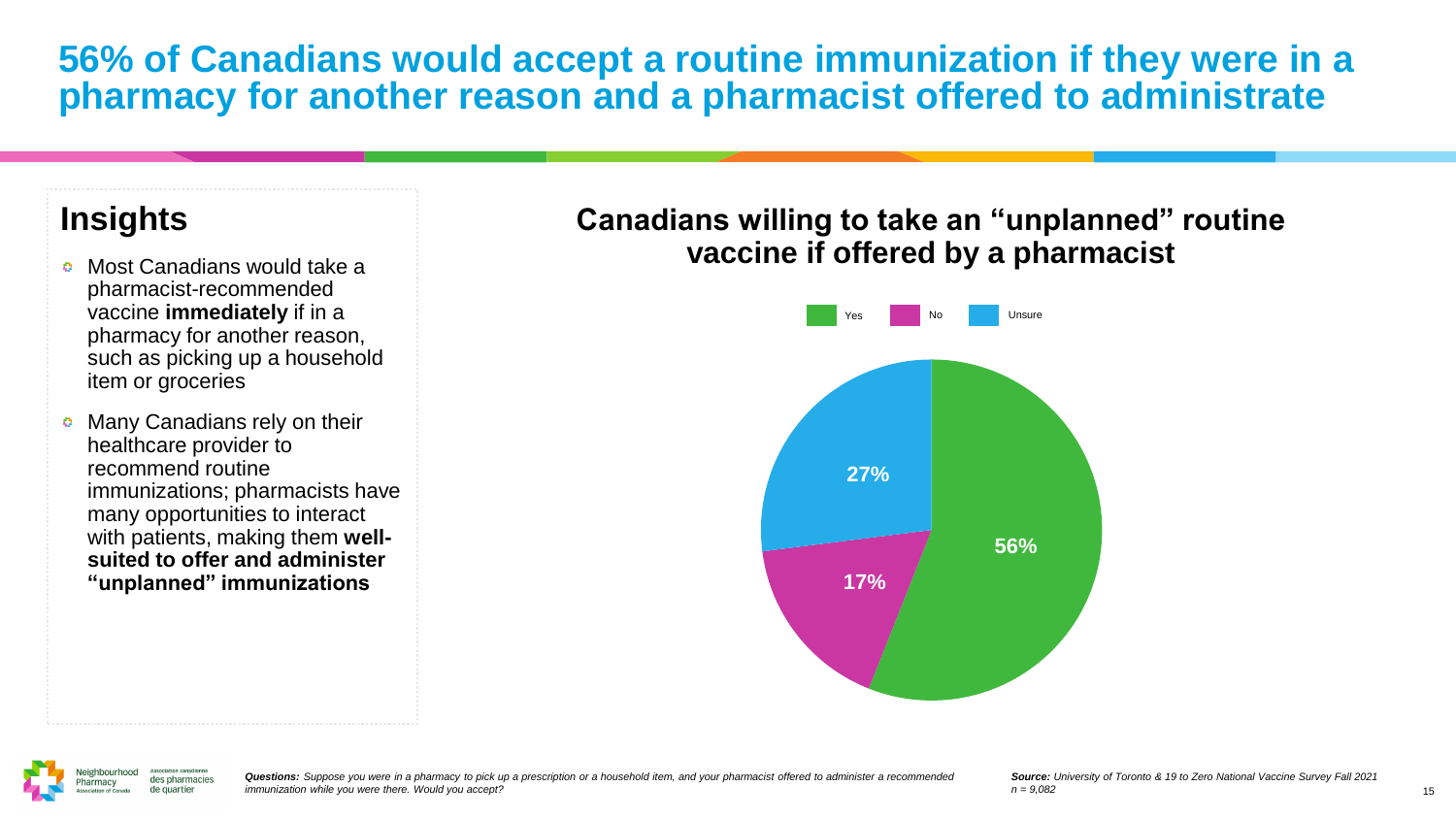# 56% of Canadians would accept a routine immunization if they were in a pharmacy for another reason and a pharmacist offered to administrate

## Insights

- Most Canadians would take a pharmacist-recommended vaccine **immediately** if in a pharmacy for another reason, such as picking up a household item or groceries
- Many Canadians rely on their healthcare provider to recommend routine immunizations; pharmacists have many opportunities to interact with patients, making them **well-suited to offer and administer "unplanned" immunizations**

## Canadians willing to take an "unplanned" routine vaccine if offered by a pharmacist

Yes
No
Unsure

56%
17%
27%

***Questions:*** *Suppose you were in a pharmacy to pick up a prescription or a household item, and your pharmacist offered to administer a recommended immunization while you were there. Would you accept?*

***Source:*** *University of Toronto & 19 to Zero National Vaccine Survey Fall 2021*
*n = 9,082*